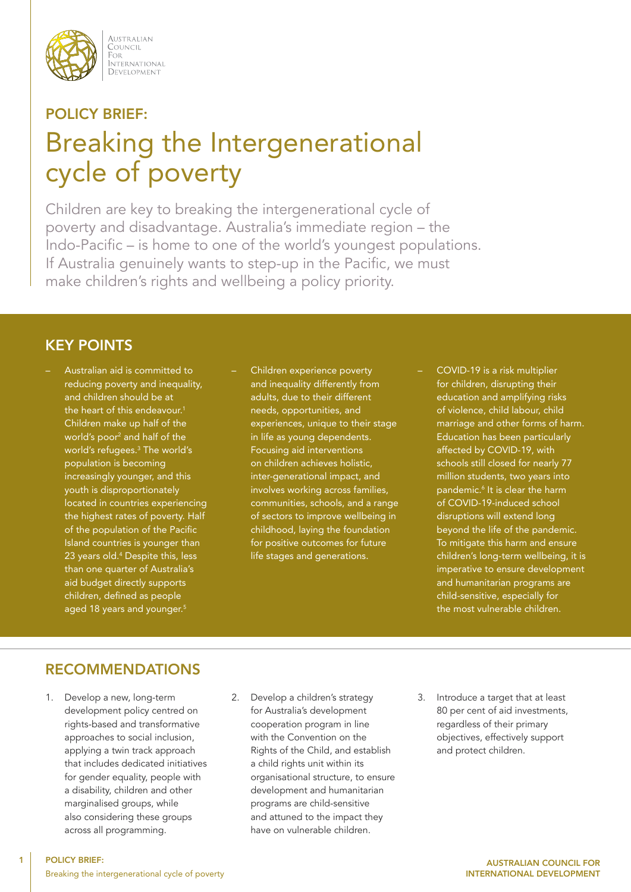Australian Council For International Development

# POLICY BRIEF:

# Breaking the Intergenerational cycle of poverty

Children are key to breaking the intergenerational cycle of poverty and disadvantage. Australia's immediate region – the Indo-Pacific – is home to one of the world's youngest populations. If Australia genuinely wants to step-up in the Pacific, we must make children's rights and wellbeing a policy priority.

## KEY POINTS

- Australian aid is committed to reducing poverty and inequality, and children should be at the heart of this endeavour.[1] Children make up half of the world's poor[2] and half of the world's refugees.[3] The world's population is becoming increasingly younger, and this youth is disproportionately located in countries experiencing the highest rates of poverty. Half of the population of the Pacific Island countries is younger than 23 years old.[4] Despite this, less than one quarter of Australia's aid budget directly supports children, defined as people aged 18 years and younger.[5]
- Children experience poverty and inequality differently from adults, due to their different needs, opportunities, and experiences, unique to their stage in life as young dependents. Focusing aid interventions on children achieves holistic, inter-generational impact, and involves working across families, communities, schools, and a range of sectors to improve wellbeing in childhood, laying the foundation for positive outcomes for future life stages and generations.
- COVID-19 is a risk multiplier for children, disrupting their education and amplifying risks of violence, child labour, child marriage and other forms of harm. Education has been particularly affected by COVID-19, with schools still closed for nearly 77 million students, two years into pandemic.[6] It is clear the harm of COVID-19-induced school disruptions will extend long beyond the life of the pandemic. To mitigate this harm and ensure children's long-term wellbeing, it is imperative to ensure development and humanitarian programs are child-sensitive, especially for the most vulnerable children.

## RECOMMENDATIONS

1. Develop a new, long-term development policy centred on rights-based and transformative approaches to social inclusion, applying a twin track approach that includes dedicated initiatives for gender equality, people with a disability, children and other marginalised groups, while also considering these groups across all programming.
2. Develop a children's strategy for Australia's development cooperation program in line with the Convention on the Rights of the Child, and establish a child rights unit within its organisational structure, to ensure development and humanitarian programs are child-sensitive and attuned to the impact they have on vulnerable children.
3. Introduce a target that at least 80 per cent of aid investments, regardless of their primary objectives, effectively support and protect children.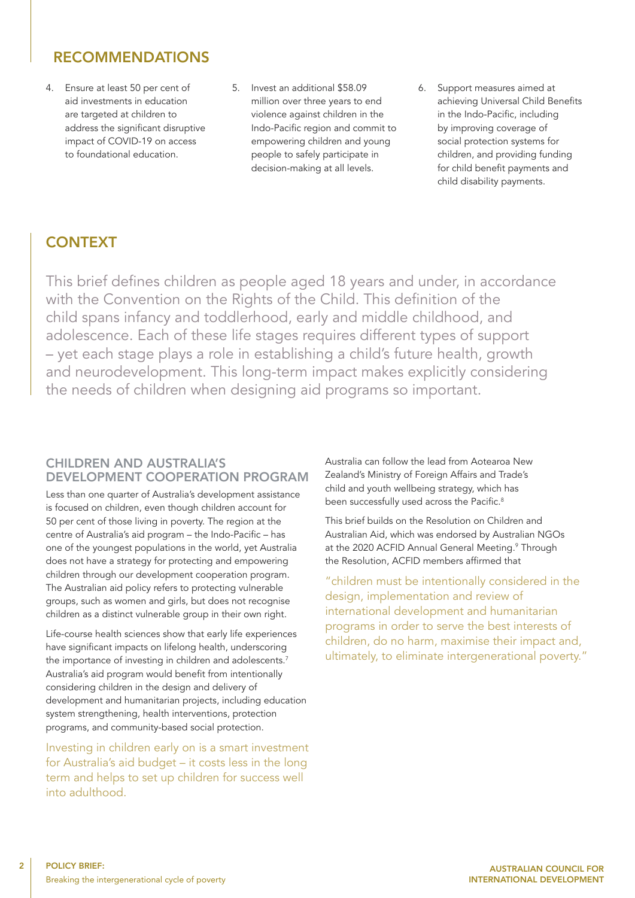## RECOMMENDATIONS

4. Ensure at least 50 per cent of aid investments in education are targeted at children to address the significant disruptive impact of COVID-19 on access to foundational education.
5. Invest an additional $58.09 million over three years to end violence against children in the Indo-Pacific region and commit to empowering children and young people to safely participate in decision-making at all levels.
6. Support measures aimed at achieving Universal Child Benefits in the Indo-Pacific, including by improving coverage of social protection systems for children, and providing funding for child benefit payments and child disability payments.

## CONTEXT

This brief defines children as people aged 18 years and under, in accordance with the Convention on the Rights of the Child. This definition of the child spans infancy and toddlerhood, early and middle childhood, and adolescence. Each of these life stages requires different types of support – yet each stage plays a role in establishing a child's future health, growth and neurodevelopment. This long-term impact makes explicitly considering the needs of children when designing aid programs so important.

### CHILDREN AND AUSTRALIA'S DEVELOPMENT COOPERATION PROGRAM

Less than one quarter of Australia's development assistance is focused on children, even though children account for 50 per cent of those living in poverty. The region at the centre of Australia's aid program – the Indo-Pacific – has one of the youngest populations in the world, yet Australia does not have a strategy for protecting and empowering children through our development cooperation program. The Australian aid policy refers to protecting vulnerable groups, such as women and girls, but does not recognise children as a distinct vulnerable group in their own right.

Life-course health sciences show that early life experiences have significant impacts on lifelong health, underscoring the importance of investing in children and adolescents.[7] Australia's aid program would benefit from intentionally considering children in the design and delivery of development and humanitarian projects, including education system strengthening, health interventions, protection programs, and community-based social protection.

Investing in children early on is a smart investment for Australia's aid budget – it costs less in the long term and helps to set up children for success well into adulthood.

Australia can follow the lead from Aotearoa New Zealand's Ministry of Foreign Affairs and Trade's child and youth wellbeing strategy, which has been successfully used across the Pacific.[8]

This brief builds on the Resolution on Children and Australian Aid, which was endorsed by Australian NGOs at the 2020 ACFID Annual General Meeting.[9] Through the Resolution, ACFID members affirmed that

"children must be intentionally considered in the design, implementation and review of international development and humanitarian programs in order to serve the best interests of children, do no harm, maximise their impact and, ultimately, to eliminate intergenerational poverty."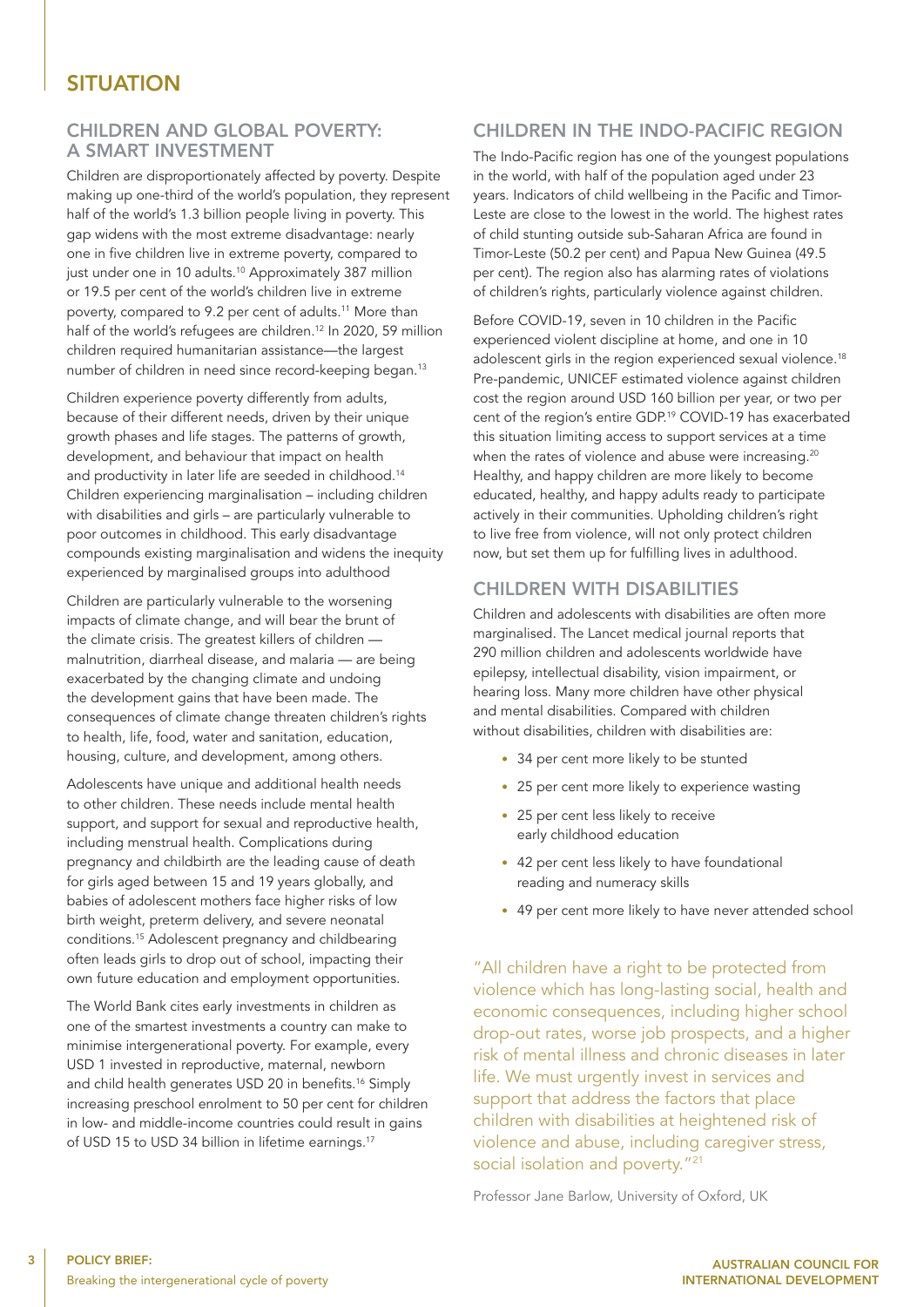# SITUATION

## CHILDREN AND GLOBAL POVERTY: A SMART INVESTMENT

Children are disproportionately affected by poverty. Despite making up one-third of the world's population, they represent half of the world's 1.3 billion people living in poverty. This gap widens with the most extreme disadvantage: nearly one in five children live in extreme poverty, compared to just under one in 10 adults.[10] Approximately 387 million or 19.5 per cent of the world's children live in extreme poverty, compared to 9.2 per cent of adults.[11] More than half of the world's refugees are children.[12] In 2020, 59 million children required humanitarian assistance—the largest number of children in need since record-keeping began.[13]

Children experience poverty differently from adults, because of their different needs, driven by their unique growth phases and life stages. The patterns of growth, development, and behaviour that impact on health and productivity in later life are seeded in childhood.[14] Children experiencing marginalisation – including children with disabilities and girls – are particularly vulnerable to poor outcomes in childhood. This early disadvantage compounds existing marginalisation and widens the inequity experienced by marginalised groups into adulthood

Children are particularly vulnerable to the worsening impacts of climate change, and will bear the brunt of the climate crisis. The greatest killers of children — malnutrition, diarrheal disease, and malaria — are being exacerbated by the changing climate and undoing the development gains that have been made. The consequences of climate change threaten children's rights to health, life, food, water and sanitation, education, housing, culture, and development, among others.

Adolescents have unique and additional health needs to other children. These needs include mental health support, and support for sexual and reproductive health, including menstrual health. Complications during pregnancy and childbirth are the leading cause of death for girls aged between 15 and 19 years globally, and babies of adolescent mothers face higher risks of low birth weight, preterm delivery, and severe neonatal conditions.[15] Adolescent pregnancy and childbearing often leads girls to drop out of school, impacting their own future education and employment opportunities.

The World Bank cites early investments in children as one of the smartest investments a country can make to minimise intergenerational poverty. For example, every USD 1 invested in reproductive, maternal, newborn and child health generates USD 20 in benefits.[16] Simply increasing preschool enrolment to 50 per cent for children in low- and middle-income countries could result in gains of USD 15 to USD 34 billion in lifetime earnings.[17]

## CHILDREN IN THE INDO-PACIFIC REGION

The Indo-Pacific region has one of the youngest populations in the world, with half of the population aged under 23 years. Indicators of child wellbeing in the Pacific and Timor-Leste are close to the lowest in the world. The highest rates of child stunting outside sub-Saharan Africa are found in Timor-Leste (50.2 per cent) and Papua New Guinea (49.5 per cent). The region also has alarming rates of violations of children's rights, particularly violence against children.

Before COVID-19, seven in 10 children in the Pacific experienced violent discipline at home, and one in 10 adolescent girls in the region experienced sexual violence.[18] Pre-pandemic, UNICEF estimated violence against children cost the region around USD 160 billion per year, or two per cent of the region's entire GDP.[19] COVID-19 has exacerbated this situation limiting access to support services at a time when the rates of violence and abuse were increasing.[20] Healthy, and happy children are more likely to become educated, healthy, and happy adults ready to participate actively in their communities. Upholding children's right to live free from violence, will not only protect children now, but set them up for fulfilling lives in adulthood.

## CHILDREN WITH DISABILITIES

Children and adolescents with disabilities are often more marginalised. The Lancet medical journal reports that 290 million children and adolescents worldwide have epilepsy, intellectual disability, vision impairment, or hearing loss. Many more children have other physical and mental disabilities. Compared with children without disabilities, children with disabilities are:

- 34 per cent more likely to be stunted
- 25 per cent more likely to experience wasting
- 25 per cent less likely to receive early childhood education
- 42 per cent less likely to have foundational reading and numeracy skills
- 49 per cent more likely to have never attended school

"All children have a right to be protected from violence which has long-lasting social, health and economic consequences, including higher school drop-out rates, worse job prospects, and a higher risk of mental illness and chronic diseases in later life. We must urgently invest in services and support that address the factors that place children with disabilities at heightened risk of violence and abuse, including caregiver stress, social isolation and poverty."[21]

Professor Jane Barlow, University of Oxford, UK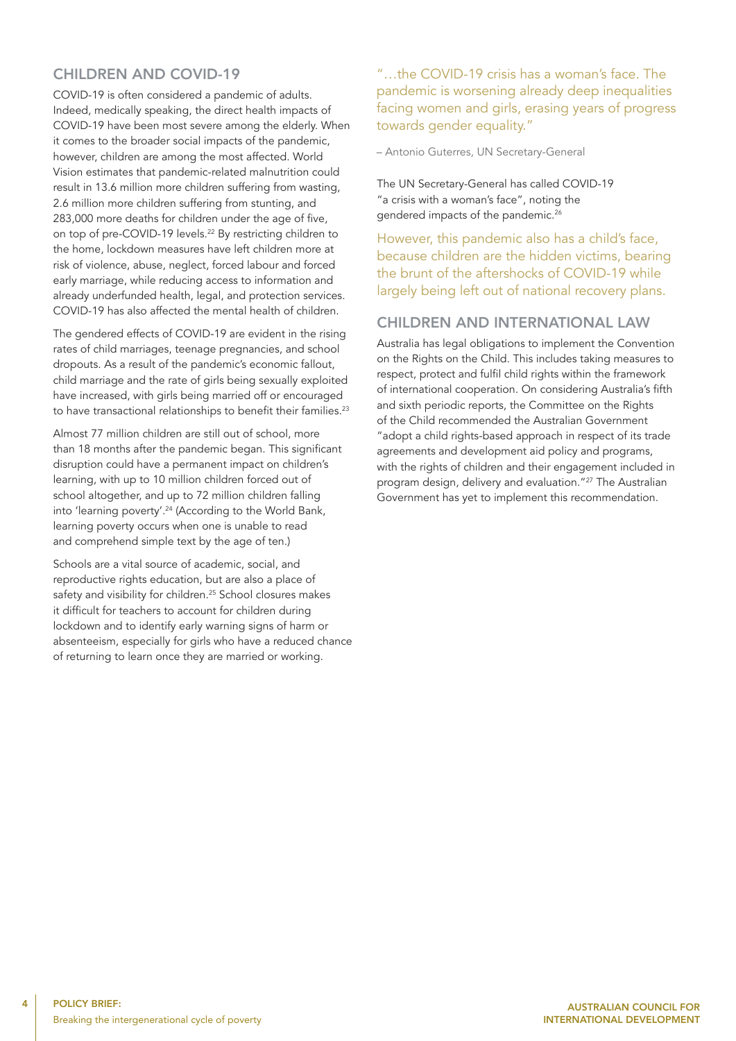## CHILDREN AND COVID-19

COVID-19 is often considered a pandemic of adults. Indeed, medically speaking, the direct health impacts of COVID-19 have been most severe among the elderly. When it comes to the broader social impacts of the pandemic, however, children are among the most affected. World Vision estimates that pandemic-related malnutrition could result in 13.6 million more children suffering from wasting, 2.6 million more children suffering from stunting, and 283,000 more deaths for children under the age of five, on top of pre-COVID-19 levels.[22] By restricting children to the home, lockdown measures have left children more at risk of violence, abuse, neglect, forced labour and forced early marriage, while reducing access to information and already underfunded health, legal, and protection services. COVID-19 has also affected the mental health of children.

The gendered effects of COVID-19 are evident in the rising rates of child marriages, teenage pregnancies, and school dropouts. As a result of the pandemic's economic fallout, child marriage and the rate of girls being sexually exploited have increased, with girls being married off or encouraged to have transactional relationships to benefit their families.[23]

Almost 77 million children are still out of school, more than 18 months after the pandemic began. This significant disruption could have a permanent impact on children's learning, with up to 10 million children forced out of school altogether, and up to 72 million children falling into 'learning poverty'.[24] (According to the World Bank, learning poverty occurs when one is unable to read and comprehend simple text by the age of ten.)

Schools are a vital source of academic, social, and reproductive rights education, but are also a place of safety and visibility for children.[25] School closures makes it difficult for teachers to account for children during lockdown and to identify early warning signs of harm or absenteeism, especially for girls who have a reduced chance of returning to learn once they are married or working.

"…the COVID-19 crisis has a woman's face. The pandemic is worsening already deep inequalities facing women and girls, erasing years of progress towards gender equality."

– Antonio Guterres, UN Secretary-General

The UN Secretary-General has called COVID-19 "a crisis with a woman's face", noting the gendered impacts of the pandemic.[26]

However, this pandemic also has a child's face, because children are the hidden victims, bearing the brunt of the aftershocks of COVID-19 while largely being left out of national recovery plans.

## CHILDREN AND INTERNATIONAL LAW

Australia has legal obligations to implement the Convention on the Rights on the Child. This includes taking measures to respect, protect and fulfil child rights within the framework of international cooperation. On considering Australia's fifth and sixth periodic reports, the Committee on the Rights of the Child recommended the Australian Government "adopt a child rights-based approach in respect of its trade agreements and development aid policy and programs, with the rights of children and their engagement included in program design, delivery and evaluation."[27] The Australian Government has yet to implement this recommendation.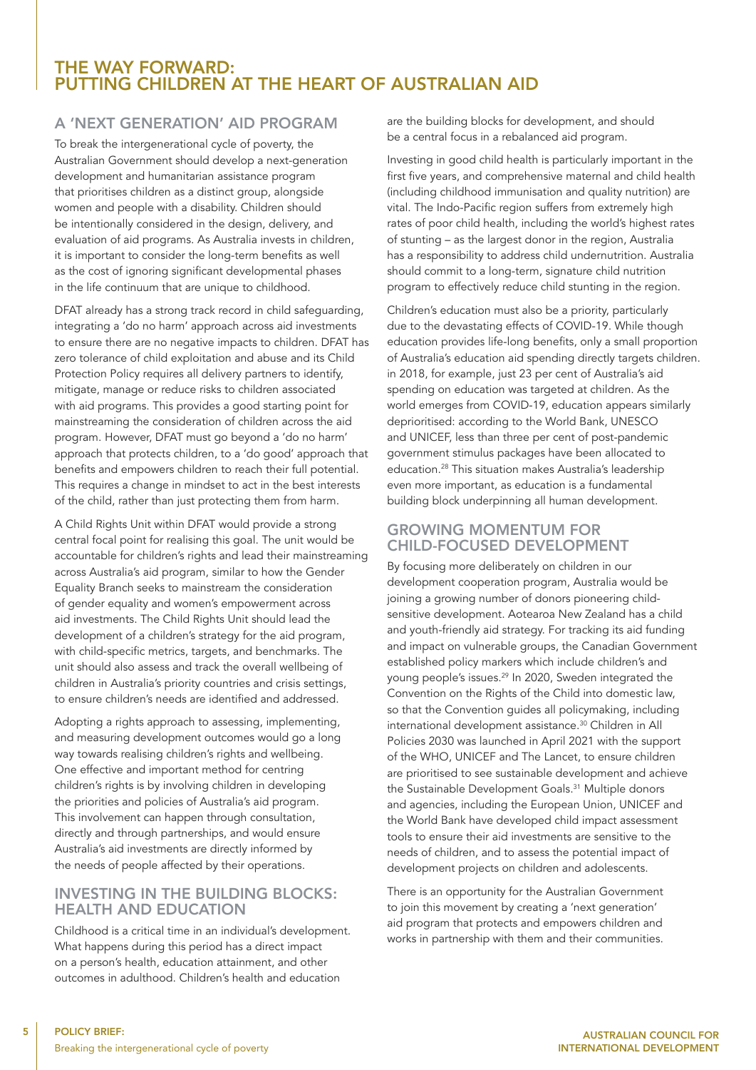# THE WAY FORWARD: PUTTING CHILDREN AT THE HEART OF AUSTRALIAN AID

## A 'NEXT GENERATION' AID PROGRAM

To break the intergenerational cycle of poverty, the Australian Government should develop a next-generation development and humanitarian assistance program that prioritises children as a distinct group, alongside women and people with a disability. Children should be intentionally considered in the design, delivery, and evaluation of aid programs. As Australia invests in children, it is important to consider the long-term benefits as well as the cost of ignoring significant developmental phases in the life continuum that are unique to childhood.

DFAT already has a strong track record in child safeguarding, integrating a 'do no harm' approach across aid investments to ensure there are no negative impacts to children. DFAT has zero tolerance of child exploitation and abuse and its Child Protection Policy requires all delivery partners to identify, mitigate, manage or reduce risks to children associated with aid programs. This provides a good starting point for mainstreaming the consideration of children across the aid program. However, DFAT must go beyond a 'do no harm' approach that protects children, to a 'do good' approach that benefits and empowers children to reach their full potential. This requires a change in mindset to act in the best interests of the child, rather than just protecting them from harm.

A Child Rights Unit within DFAT would provide a strong central focal point for realising this goal. The unit would be accountable for children's rights and lead their mainstreaming across Australia's aid program, similar to how the Gender Equality Branch seeks to mainstream the consideration of gender equality and women's empowerment across aid investments. The Child Rights Unit should lead the development of a children's strategy for the aid program, with child-specific metrics, targets, and benchmarks. The unit should also assess and track the overall wellbeing of children in Australia's priority countries and crisis settings, to ensure children's needs are identified and addressed.

Adopting a rights approach to assessing, implementing, and measuring development outcomes would go a long way towards realising children's rights and wellbeing. One effective and important method for centring children's rights is by involving children in developing the priorities and policies of Australia's aid program. This involvement can happen through consultation, directly and through partnerships, and would ensure Australia's aid investments are directly informed by the needs of people affected by their operations.

## INVESTING IN THE BUILDING BLOCKS: HEALTH AND EDUCATION

Childhood is a critical time in an individual's development. What happens during this period has a direct impact on a person's health, education attainment, and other outcomes in adulthood. Children's health and education are the building blocks for development, and should be a central focus in a rebalanced aid program.

Investing in good child health is particularly important in the first five years, and comprehensive maternal and child health (including childhood immunisation and quality nutrition) are vital. The Indo-Pacific region suffers from extremely high rates of poor child health, including the world's highest rates of stunting – as the largest donor in the region, Australia has a responsibility to address child undernutrition. Australia should commit to a long-term, signature child nutrition program to effectively reduce child stunting in the region.

Children's education must also be a priority, particularly due to the devastating effects of COVID-19. While though education provides life-long benefits, only a small proportion of Australia's education aid spending directly targets children. in 2018, for example, just 23 per cent of Australia's aid spending on education was targeted at children. As the world emerges from COVID-19, education appears similarly deprioritised: according to the World Bank, UNESCO and UNICEF, less than three per cent of post-pandemic government stimulus packages have been allocated to education.[28] This situation makes Australia's leadership even more important, as education is a fundamental building block underpinning all human development.

## GROWING MOMENTUM FOR CHILD-FOCUSED DEVELOPMENT

By focusing more deliberately on children in our development cooperation program, Australia would be joining a growing number of donors pioneering child-sensitive development. Aotearoa New Zealand has a child and youth-friendly aid strategy. For tracking its aid funding and impact on vulnerable groups, the Canadian Government established policy markers which include children's and young people's issues.[29] In 2020, Sweden integrated the Convention on the Rights of the Child into domestic law, so that the Convention guides all policymaking, including international development assistance.[30] Children in All Policies 2030 was launched in April 2021 with the support of the WHO, UNICEF and The Lancet, to ensure children are prioritised to see sustainable development and achieve the Sustainable Development Goals.[31] Multiple donors and agencies, including the European Union, UNICEF and the World Bank have developed child impact assessment tools to ensure their aid investments are sensitive to the needs of children, and to assess the potential impact of development projects on children and adolescents.

There is an opportunity for the Australian Government to join this movement by creating a 'next generation' aid program that protects and empowers children and works in partnership with them and their communities.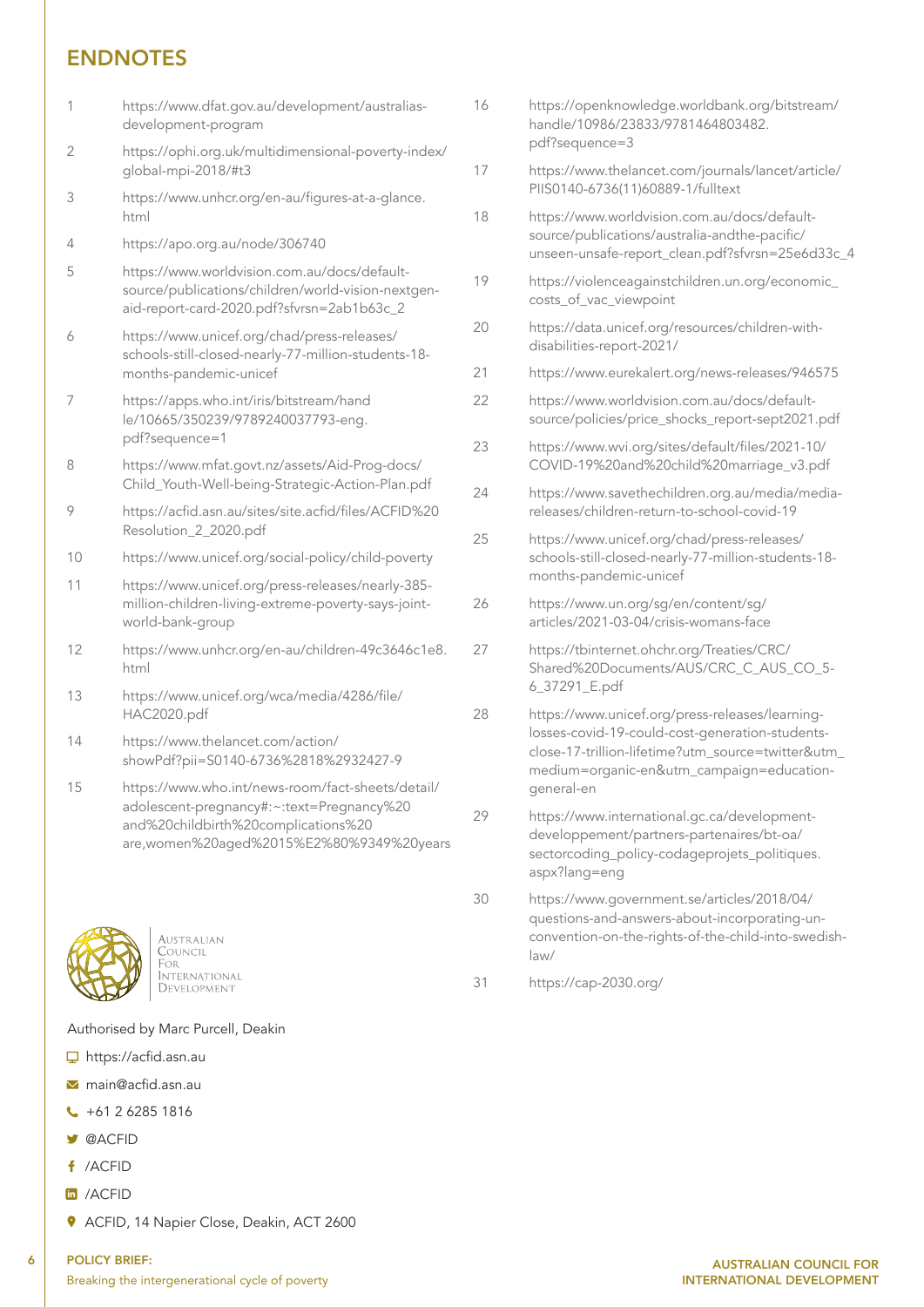# ENDNOTES

1. https://www.dfat.gov.au/development/australias-development-program
2. https://ophi.org.uk/multidimensional-poverty-index/global-mpi-2018/#t3
3. https://www.unhcr.org/en-au/figures-at-a-glance.html
4. https://apo.org.au/node/306740
5. https://www.worldvision.com.au/docs/default-source/publications/children/world-vision-nextgen-aid-report-card-2020.pdf?sfvrsn=2ab1b63c_2
6. https://www.unicef.org/chad/press-releases/schools-still-closed-nearly-77-million-students-18-months-pandemic-unicef
7. https://apps.who.int/iris/bitstream/handle/10665/350239/9789240037793-eng.pdf?sequence=1
8. https://www.mfat.govt.nz/assets/Aid-Prog-docs/Child_Youth-Well-being-Strategic-Action-Plan.pdf
9. https://acfid.asn.au/sites/site.acfid/files/ACFID%20Resolution_2_2020.pdf
10. https://www.unicef.org/social-policy/child-poverty
11. https://www.unicef.org/press-releases/nearly-385-million-children-living-extreme-poverty-says-joint-world-bank-group
12. https://www.unhcr.org/en-au/children-49c3646c1e8.html
13. https://www.unicef.org/wca/media/4286/file/HAC2020.pdf
14. https://www.thelancet.com/action/showPdf?pii=S0140-6736%2818%2932427-9
15. https://www.who.int/news-room/fact-sheets/detail/adolescent-pregnancy#:~:text=Pregnancy%20and%20childbirth%20complications%20are,women%20aged%2015%E2%80%9349%20years
16. https://openknowledge.worldbank.org/bitstream/handle/10986/23833/9781464803482.pdf?sequence=3
17. https://www.thelancet.com/journals/lancet/article/PIIS0140-6736(11)60889-1/fulltext
18. https://www.worldvision.com.au/docs/default-source/publications/australia-andthe-pacific/unseen-unsafe-report_clean.pdf?sfvrsn=25e6d33c_4
19. https://violenceagainstchildren.un.org/economic_costs_of_vac_viewpoint
20. https://data.unicef.org/resources/children-with-disabilities-report-2021/
21. https://www.eurekalert.org/news-releases/946575
22. https://www.worldvision.com.au/docs/default-source/policies/price_shocks_report-sept2021.pdf
23. https://www.wvi.org/sites/default/files/2021-10/COVID-19%20and%20child%20marriage_v3.pdf
24. https://www.savethechildren.org.au/media/media-releases/children-return-to-school-covid-19
25. https://www.unicef.org/chad/press-releases/schools-still-closed-nearly-77-million-students-18-months-pandemic-unicef
26. https://www.un.org/sg/en/content/sg/articles/2021-03-04/crisis-womans-face
27. https://tbinternet.ohchr.org/Treaties/CRC/Shared%20Documents/AUS/CRC_C_AUS_CO_5-6_37291_E.pdf
28. https://www.unicef.org/press-releases/learning-losses-covid-19-could-cost-generation-students-close-17-trillion-lifetime?utm_source=twitter&utm_medium=organic-en&utm_campaign=education-general-en
29. https://www.international.gc.ca/development-developpement/partners-partenaires/bt-oa/sectorcoding_policy-codageprojets_politiques.aspx?lang=eng
30. https://www.government.se/articles/2018/04/questions-and-answers-about-incorporating-un-convention-on-the-rights-of-the-child-into-swedish-law/
31. https://cap-2030.org/

Australian Council For International Development

Authorised by Marc Purcell, Deakin

- https://acfid.asn.au
- main@acfid.asn.au
- +61 2 6285 1816
- @ACFID
- /ACFID
- /ACFID
- ACFID, 14 Napier Close, Deakin, ACT 2600